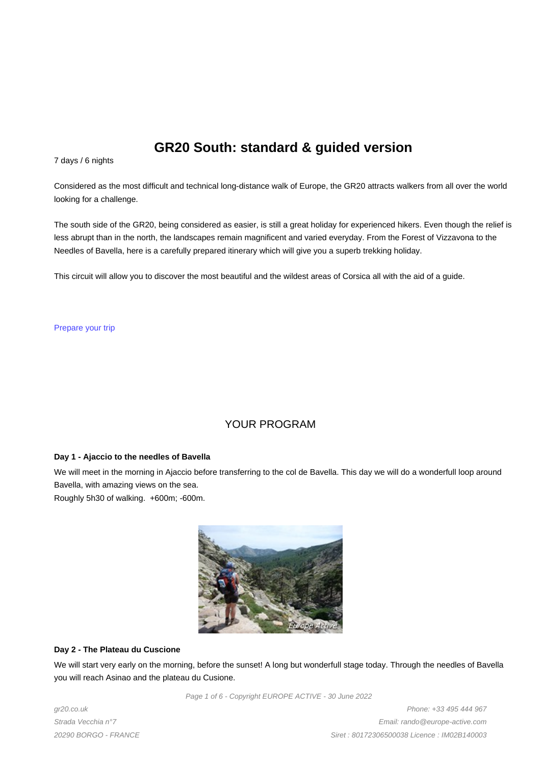# GR20 South: standard & guided version

7 days / 6 nights

Considered as the most difficult and technical long-distance walk of Europe, the GR20 attracts walkers from all over the world looking for a challenge.

The south side of the GR20, being considered as easier, is still a great holiday for experienced hikers. Even though the relief is less abrupt than in the north, the landscapes remain magnificent and varied everyday. From the Forest of Vizzavona to the Needles of Bavella, here is a carefully prepared itinerary which will give you a superb trekking holiday.

This circuit will allow you to discover the most beautiful and the wildest areas of Corsica all with the aid of a guide.

Prepare your trip

## YOUR PROGRAM

**Day 1 - Ajaccio to the needles of Bavella**

We will meet in the morning in Ajaccio before transferring to the col de Bavella. This day we will do a wonderfull loop around Bavella, with amazing views on the sea.
Roughly 5h30 of walking. +600m; -600m.

**Day 2 - The Plateau du Cuscione**

We will start very early on the morning, before the sunset! A long but wonderfull stage today. Through the needles of Bavella you will reach Asinao and the plateau du Cusione.

gr20.co.uk
Strada Vecchia n°7
20290 BORGO - FRANCE

Phone: +33 495 444 967
Email: rando@europe-active.com
Siret : 80172306500038 Licence : IM02B140003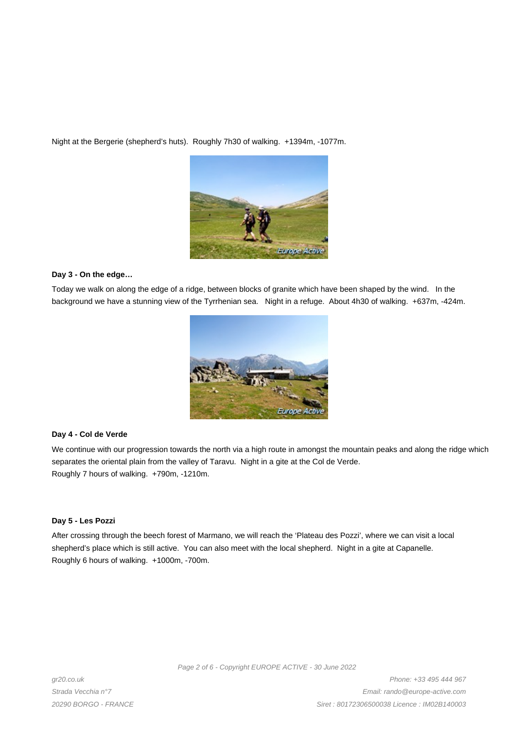Night at the Bergerie (shepherd's huts). Roughly 7h30 of walking. +1394m, -1077m.

**Day 3 - On the edge…**

Today we walk on along the edge of a ridge, between blocks of granite which have been shaped by the wind. In the background we have a stunning view of the Tyrrhenian sea. Night in a refuge. About 4h30 of walking. +637m, -424m.

**Day 4 - Col de Verde**

We continue with our progression towards the north via a high route in amongst the mountain peaks and along the ridge which separates the oriental plain from the valley of Taravu. Night in a gite at the Col de Verde.
Roughly 7 hours of walking. +790m, -1210m.

**Day 5 - Les Pozzi**

After crossing through the beech forest of Marmano, we will reach the 'Plateau des Pozzi', where we can visit a local shepherd's place which is still active. You can also meet with the local shepherd. Night in a gite at Capanelle.
Roughly 6 hours of walking. +1000m, -700m.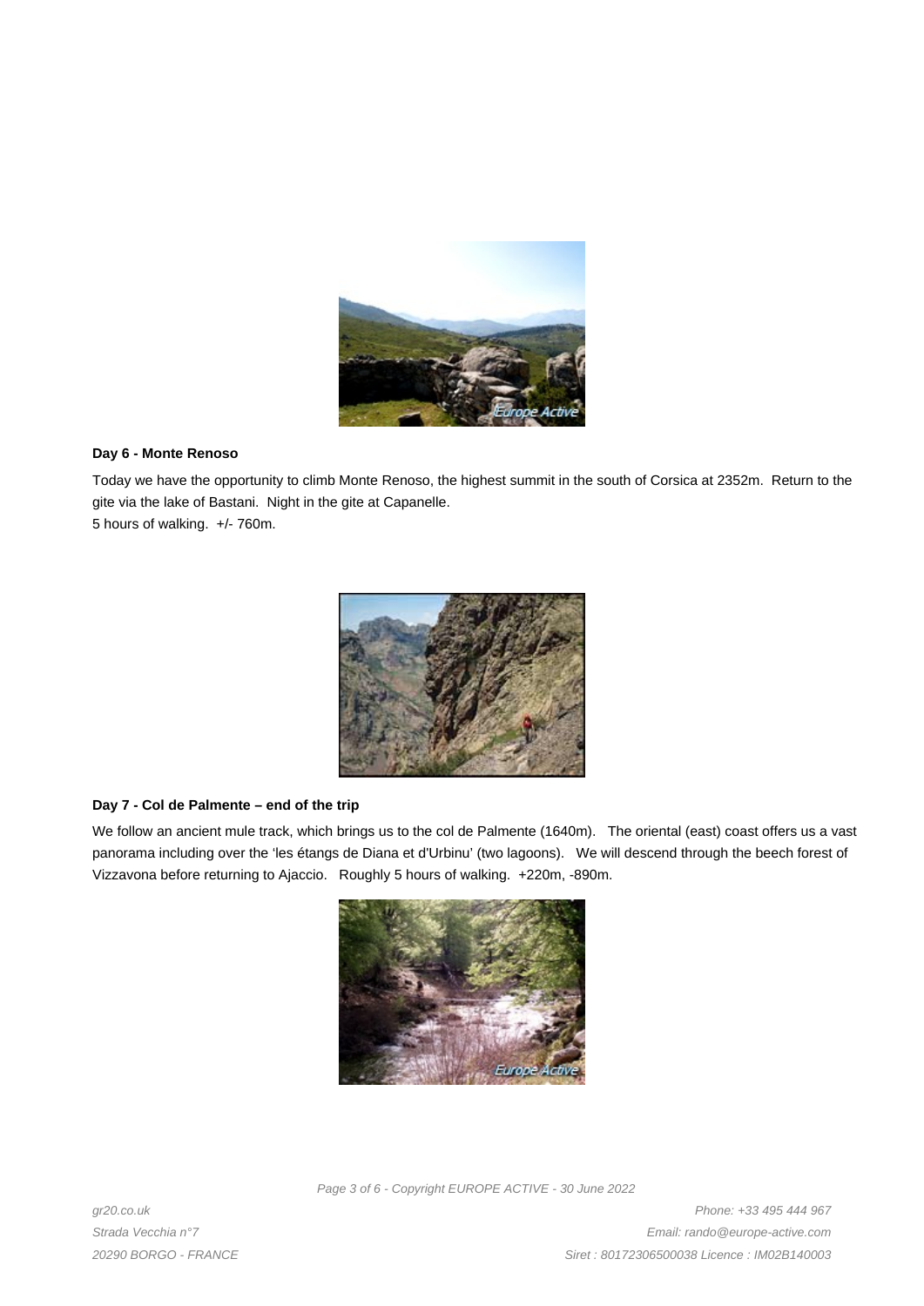**Day 6 - Monte Renoso**

Today we have the opportunity to climb Monte Renoso, the highest summit in the south of Corsica at 2352m. Return to the gite via the lake of Bastani. Night in the gite at Capanelle.
5 hours of walking. +/- 760m.

**Day 7 - Col de Palmente – end of the trip**

We follow an ancient mule track, which brings us to the col de Palmente (1640m). The oriental (east) coast offers us a vast panorama including over the 'les étangs de Diana et d'Urbinu' (two lagoons). We will descend through the beech forest of Vizzavona before returning to Ajaccio. Roughly 5 hours of walking. +220m, -890m.

*gr20.co.uk*
*Strada Vecchia n°7*
*20290 BORGO - FRANCE*

*Phone: +33 495 444 967*
*Email: rando@europe-active.com*
*Siret : 80172306500038 Licence : IM02B140003*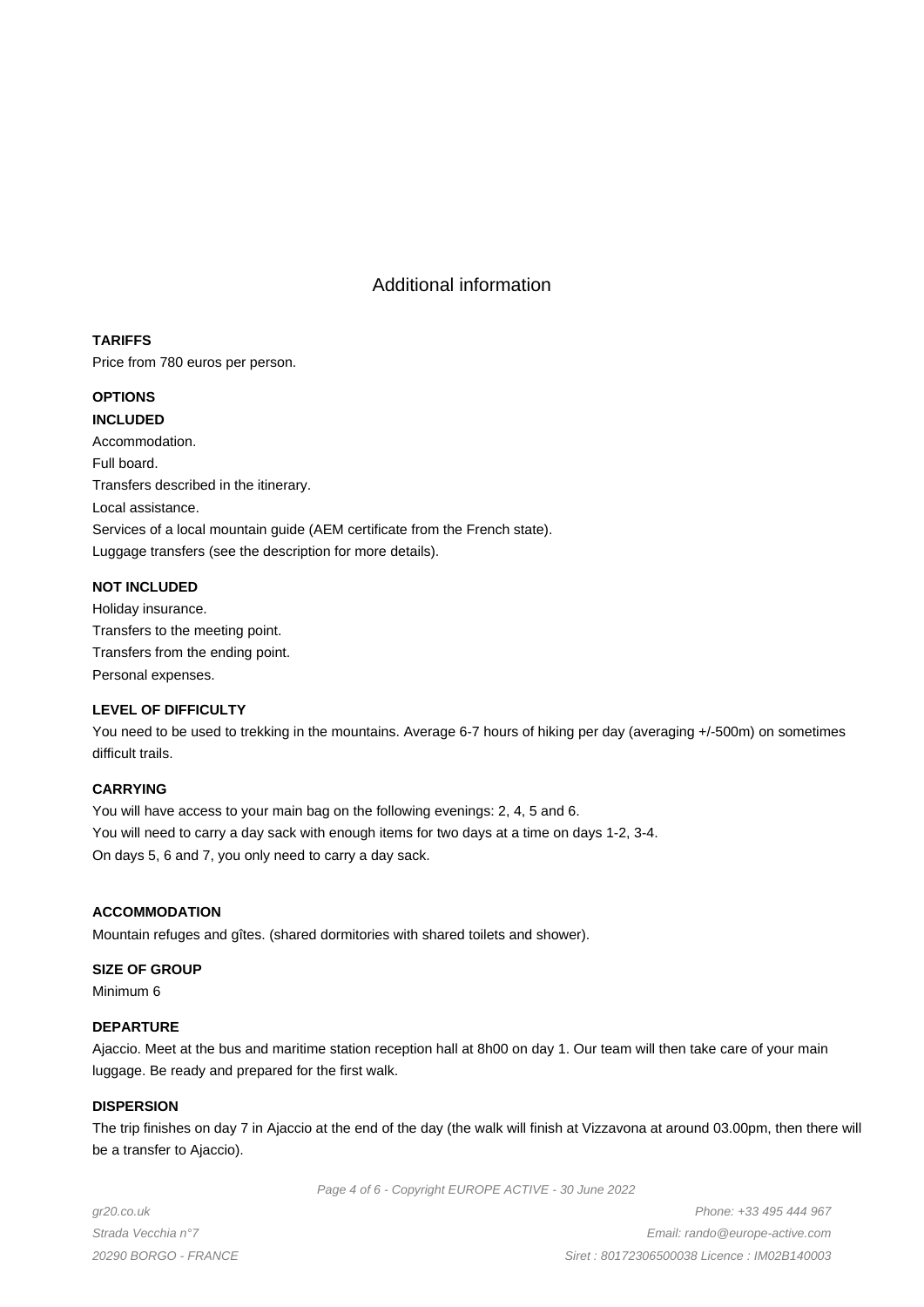## Additional information

**TARIFFS**

Price from 780 euros per person.

**OPTIONS**

**INCLUDED**

Accommodation.
Full board.
Transfers described in the itinerary.
Local assistance.
Services of a local mountain guide (AEM certificate from the French state).
Luggage transfers (see the description for more details).

**NOT INCLUDED**

Holiday insurance.
Transfers to the meeting point.
Transfers from the ending point.
Personal expenses.

**LEVEL OF DIFFICULTY**

You need to be used to trekking in the mountains. Average 6-7 hours of hiking per day (averaging +/-500m) on sometimes difficult trails.

**CARRYING**

You will have access to your main bag on the following evenings: 2, 4, 5 and 6.
You will need to carry a day sack with enough items for two days at a time on days 1-2, 3-4.
On days 5, 6 and 7, you only need to carry a day sack.

**ACCOMMODATION**

Mountain refuges and gîtes. (shared dormitories with shared toilets and shower).

**SIZE OF GROUP**

Minimum 6

**DEPARTURE**

Ajaccio. Meet at the bus and maritime station reception hall at 8h00 on day 1. Our team will then take care of your main luggage. Be ready and prepared for the first walk.

**DISPERSION**

The trip finishes on day 7 in Ajaccio at the end of the day (the walk will finish at Vizzavona at around 03.00pm, then there will be a transfer to Ajaccio).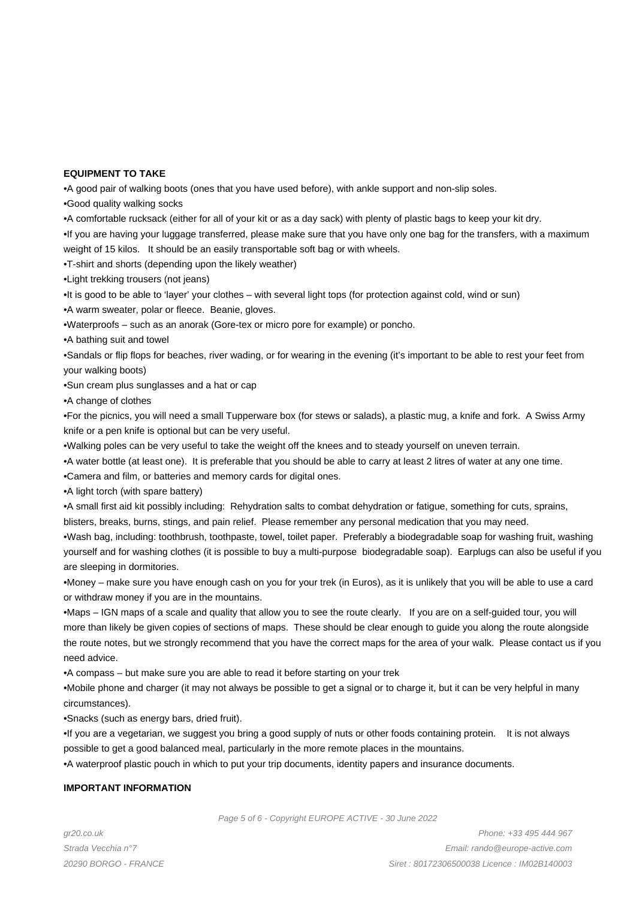**EQUIPMENT TO TAKE**

•A good pair of walking boots (ones that you have used before), with ankle support and non-slip soles.

•Good quality walking socks

•A comfortable rucksack (either for all of your kit or as a day sack) with plenty of plastic bags to keep your kit dry.

•If you are having your luggage transferred, please make sure that you have only one bag for the transfers, with a maximum weight of 15 kilos. It should be an easily transportable soft bag or with wheels.

•T-shirt and shorts (depending upon the likely weather)

•Light trekking trousers (not jeans)

•It is good to be able to 'layer' your clothes – with several light tops (for protection against cold, wind or sun)

•A warm sweater, polar or fleece. Beanie, gloves.

•Waterproofs – such as an anorak (Gore-tex or micro pore for example) or poncho.

•A bathing suit and towel

•Sandals or flip flops for beaches, river wading, or for wearing in the evening (it's important to be able to rest your feet from your walking boots)

•Sun cream plus sunglasses and a hat or cap

•A change of clothes

•For the picnics, you will need a small Tupperware box (for stews or salads), a plastic mug, a knife and fork. A Swiss Army knife or a pen knife is optional but can be very useful.

•Walking poles can be very useful to take the weight off the knees and to steady yourself on uneven terrain.

•A water bottle (at least one). It is preferable that you should be able to carry at least 2 litres of water at any one time.

•Camera and film, or batteries and memory cards for digital ones.

•A light torch (with spare battery)

•A small first aid kit possibly including: Rehydration salts to combat dehydration or fatigue, something for cuts, sprains, blisters, breaks, burns, stings, and pain relief. Please remember any personal medication that you may need.

•Wash bag, including: toothbrush, toothpaste, towel, toilet paper. Preferably a biodegradable soap for washing fruit, washing yourself and for washing clothes (it is possible to buy a multi-purpose biodegradable soap). Earplugs can also be useful if you are sleeping in dormitories.

•Money – make sure you have enough cash on you for your trek (in Euros), as it is unlikely that you will be able to use a card or withdraw money if you are in the mountains.

•Maps – IGN maps of a scale and quality that allow you to see the route clearly. If you are on a self-guided tour, you will more than likely be given copies of sections of maps. These should be clear enough to guide you along the route alongside the route notes, but we strongly recommend that you have the correct maps for the area of your walk. Please contact us if you need advice.

•A compass – but make sure you are able to read it before starting on your trek

•Mobile phone and charger (it may not always be possible to get a signal or to charge it, but it can be very helpful in many circumstances).

•Snacks (such as energy bars, dried fruit).

•If you are a vegetarian, we suggest you bring a good supply of nuts or other foods containing protein. It is not always possible to get a good balanced meal, particularly in the more remote places in the mountains.

•A waterproof plastic pouch in which to put your trip documents, identity papers and insurance documents.

**IMPORTANT INFORMATION**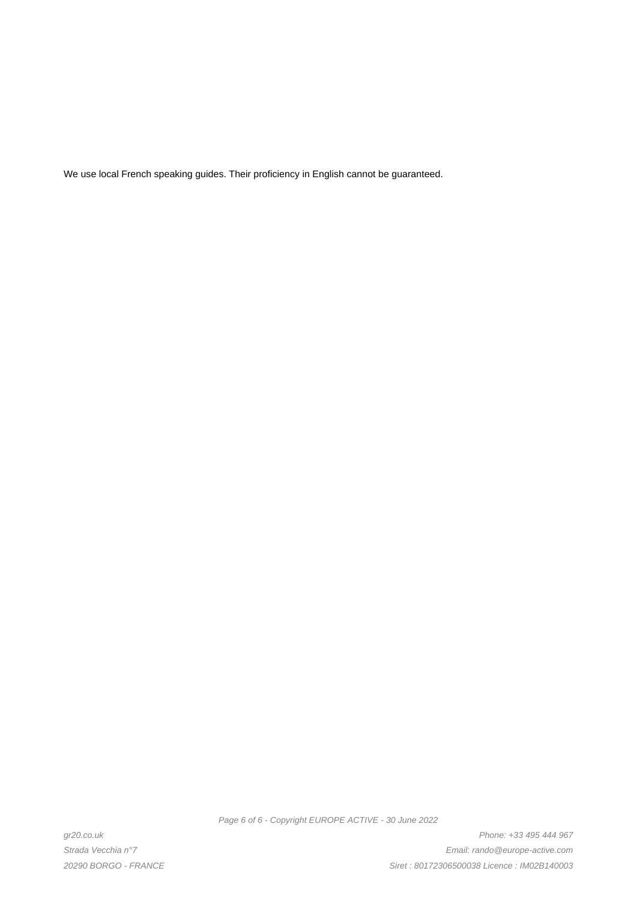We use local French speaking guides. Their proficiency in English cannot be guaranteed.